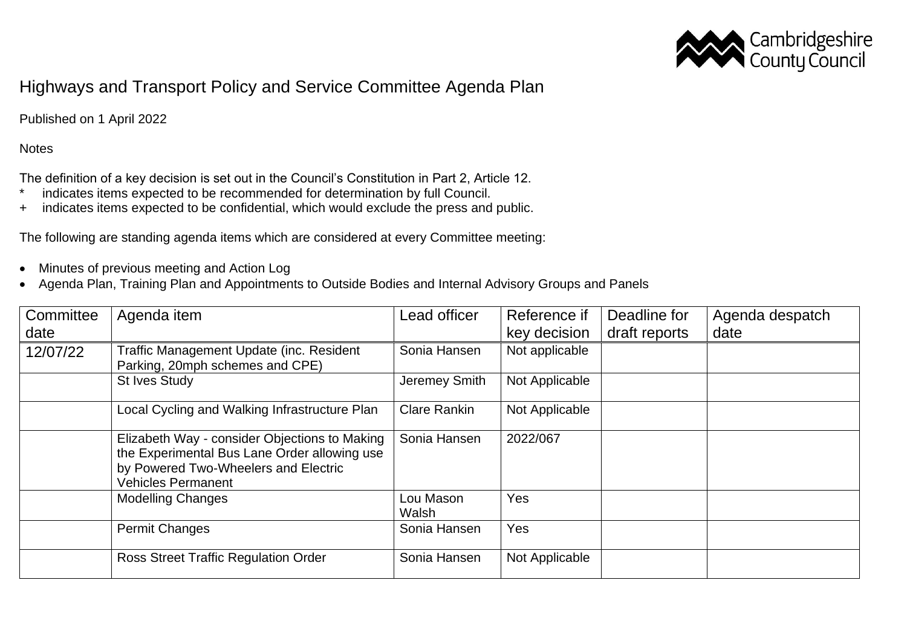# Highways and Transport Policy and Service Committee Agenda Plan

Published on 1 April 2022

Notes

The definition of a key decision is set out in the Council's Constitution in Part 2, Article 12.

- \* indicates items expected to be recommended for determination by full Council.
- \+ indicates items expected to be confidential, which would exclude the press and public.

The following are standing agenda items which are considered at every Committee meeting:

- Minutes of previous meeting and Action Log
- Agenda Plan, Training Plan and Appointments to Outside Bodies and Internal Advisory Groups and Panels

| Committee date | Agenda item | Lead officer | Reference if key decision | Deadline for draft reports | Agenda despatch date |
|---|---|---|---|---|---|
| 12/07/22 | Traffic Management Update (inc. Resident Parking, 20mph schemes and CPE) | Sonia Hansen | Not applicable | | |
| | St Ives Study | Jeremey Smith | Not Applicable | | |
| | Local Cycling and Walking Infrastructure Plan | Clare Rankin | Not Applicable | | |
| | Elizabeth Way - consider Objections to Making the Experimental Bus Lane Order allowing use by Powered Two-Wheelers and Electric Vehicles Permanent | Sonia Hansen | 2022/067 | | |
| | Modelling Changes | Lou Mason Walsh | Yes | | |
| | Permit Changes | Sonia Hansen | Yes | | |
| | Ross Street Traffic Regulation Order | Sonia Hansen | Not Applicable | | |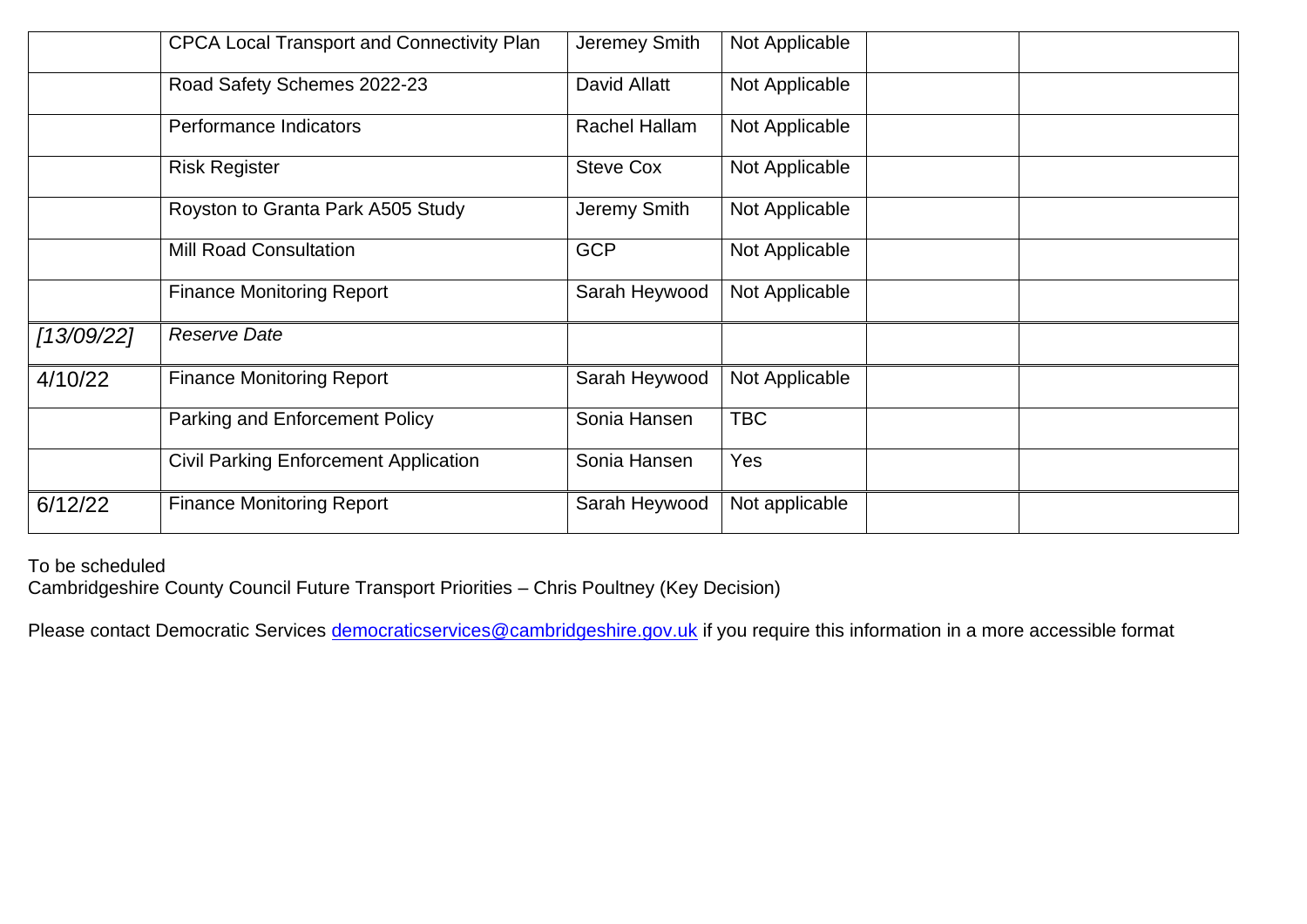| | | | | | |
|---|---|---|---|---|---|
| | CPCA Local Transport and Connectivity Plan | Jeremey Smith | Not Applicable | | |
| | Road Safety Schemes 2022-23 | David Allatt | Not Applicable | | |
| | Performance Indicators | Rachel Hallam | Not Applicable | | |
| | Risk Register | Steve Cox | Not Applicable | | |
| | Royston to Granta Park A505 Study | Jeremy Smith | Not Applicable | | |
| | Mill Road Consultation | GCP | Not Applicable | | |
| | Finance Monitoring Report | Sarah Heywood | Not Applicable | | |
| *[13/09/22]* | *Reserve Date* | | | | |
| 4/10/22 | Finance Monitoring Report | Sarah Heywood | Not Applicable | | |
| | Parking and Enforcement Policy | Sonia Hansen | TBC | | |
| | Civil Parking Enforcement Application | Sonia Hansen | Yes | | |
| 6/12/22 | Finance Monitoring Report | Sarah Heywood | Not applicable | | |

To be scheduled
Cambridgeshire County Council Future Transport Priorities – Chris Poultney (Key Decision)

Please contact Democratic Services democraticservices@cambridgeshire.gov.uk if you require this information in a more accessible format